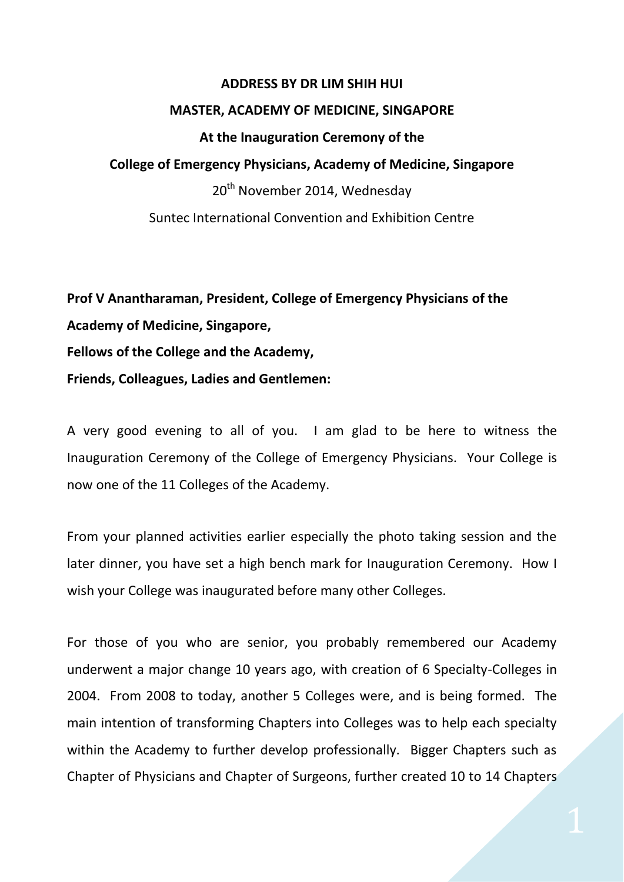**ADDRESS BY DR LIM SHIH HUI**

**MASTER, ACADEMY OF MEDICINE, SINGAPORE**

**At the Inauguration Ceremony of the**

**College of Emergency Physicians, Academy of Medicine, Singapore**

20th November 2014, Wednesday

Suntec International Convention and Exhibition Centre

**Prof V Anantharaman, President, College of Emergency Physicians of the Academy of Medicine, Singapore,**
**Fellows of the College and the Academy,**
**Friends, Colleagues, Ladies and Gentlemen:**

A very good evening to all of you. I am glad to be here to witness the Inauguration Ceremony of the College of Emergency Physicians. Your College is now one of the 11 Colleges of the Academy.

From your planned activities earlier especially the photo taking session and the later dinner, you have set a high bench mark for Inauguration Ceremony. How I wish your College was inaugurated before many other Colleges.

For those of you who are senior, you probably remembered our Academy underwent a major change 10 years ago, with creation of 6 Specialty-Colleges in 2004. From 2008 to today, another 5 Colleges were, and is being formed. The main intention of transforming Chapters into Colleges was to help each specialty within the Academy to further develop professionally. Bigger Chapters such as Chapter of Physicians and Chapter of Surgeons, further created 10 to 14 Chapters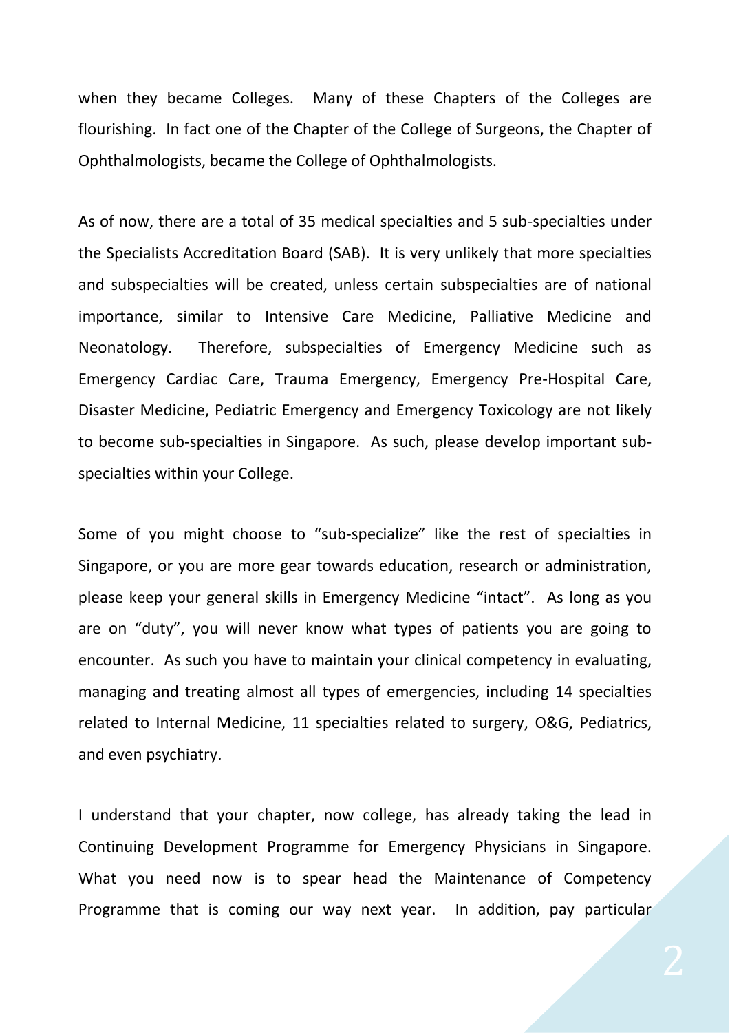when they became Colleges. Many of these Chapters of the Colleges are flourishing. In fact one of the Chapter of the College of Surgeons, the Chapter of Ophthalmologists, became the College of Ophthalmologists.

As of now, there are a total of 35 medical specialties and 5 sub-specialties under the Specialists Accreditation Board (SAB). It is very unlikely that more specialties and subspecialties will be created, unless certain subspecialties are of national importance, similar to Intensive Care Medicine, Palliative Medicine and Neonatology. Therefore, subspecialties of Emergency Medicine such as Emergency Cardiac Care, Trauma Emergency, Emergency Pre-Hospital Care, Disaster Medicine, Pediatric Emergency and Emergency Toxicology are not likely to become sub-specialties in Singapore. As such, please develop important sub-specialties within your College.

Some of you might choose to "sub-specialize" like the rest of specialties in Singapore, or you are more gear towards education, research or administration, please keep your general skills in Emergency Medicine "intact". As long as you are on "duty", you will never know what types of patients you are going to encounter. As such you have to maintain your clinical competency in evaluating, managing and treating almost all types of emergencies, including 14 specialties related to Internal Medicine, 11 specialties related to surgery, O&G, Pediatrics, and even psychiatry.

I understand that your chapter, now college, has already taking the lead in Continuing Development Programme for Emergency Physicians in Singapore. What you need now is to spear head the Maintenance of Competency Programme that is coming our way next year. In addition, pay particular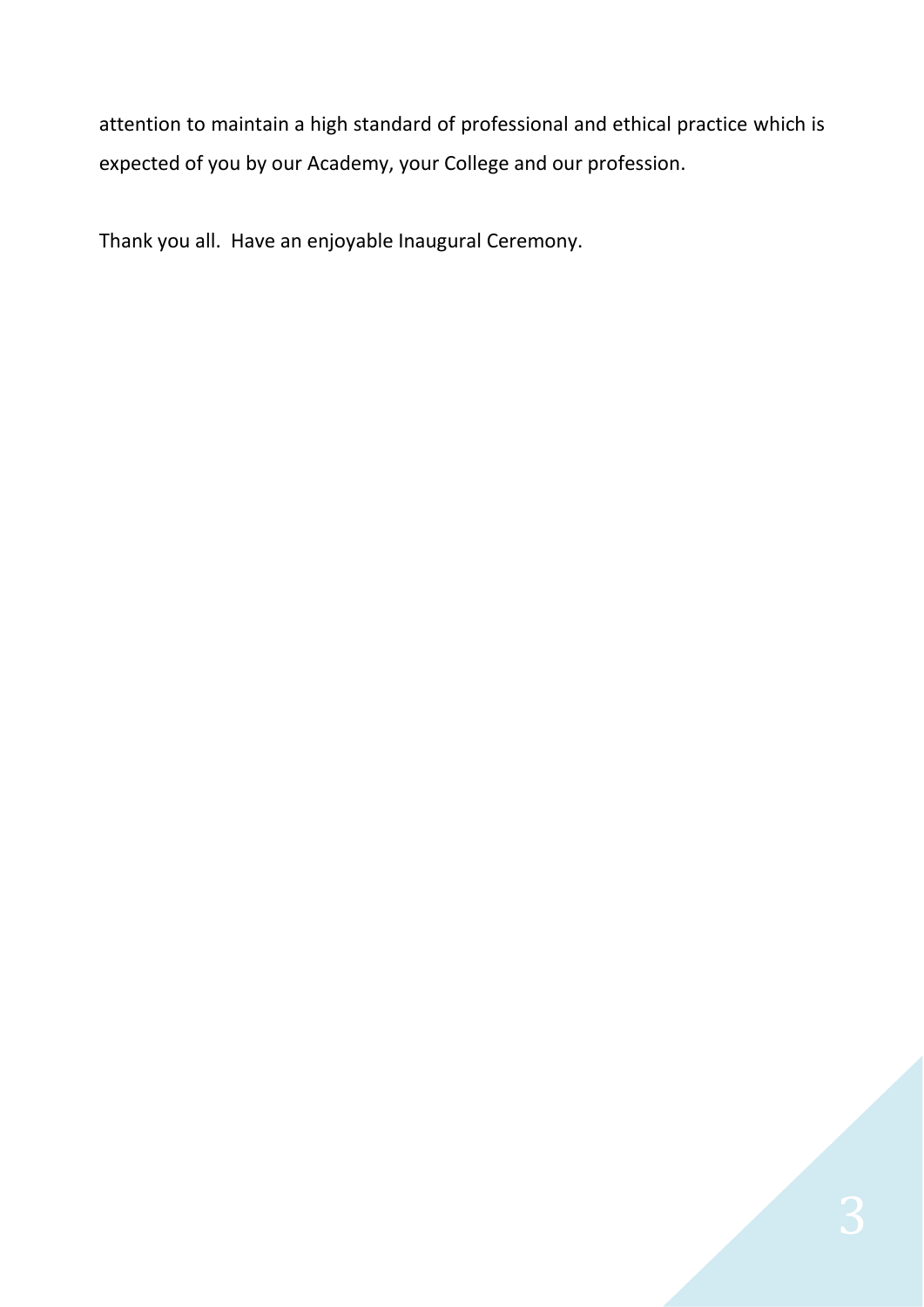attention to maintain a high standard of professional and ethical practice which is expected of you by our Academy, your College and our profession.

Thank you all. Have an enjoyable Inaugural Ceremony.